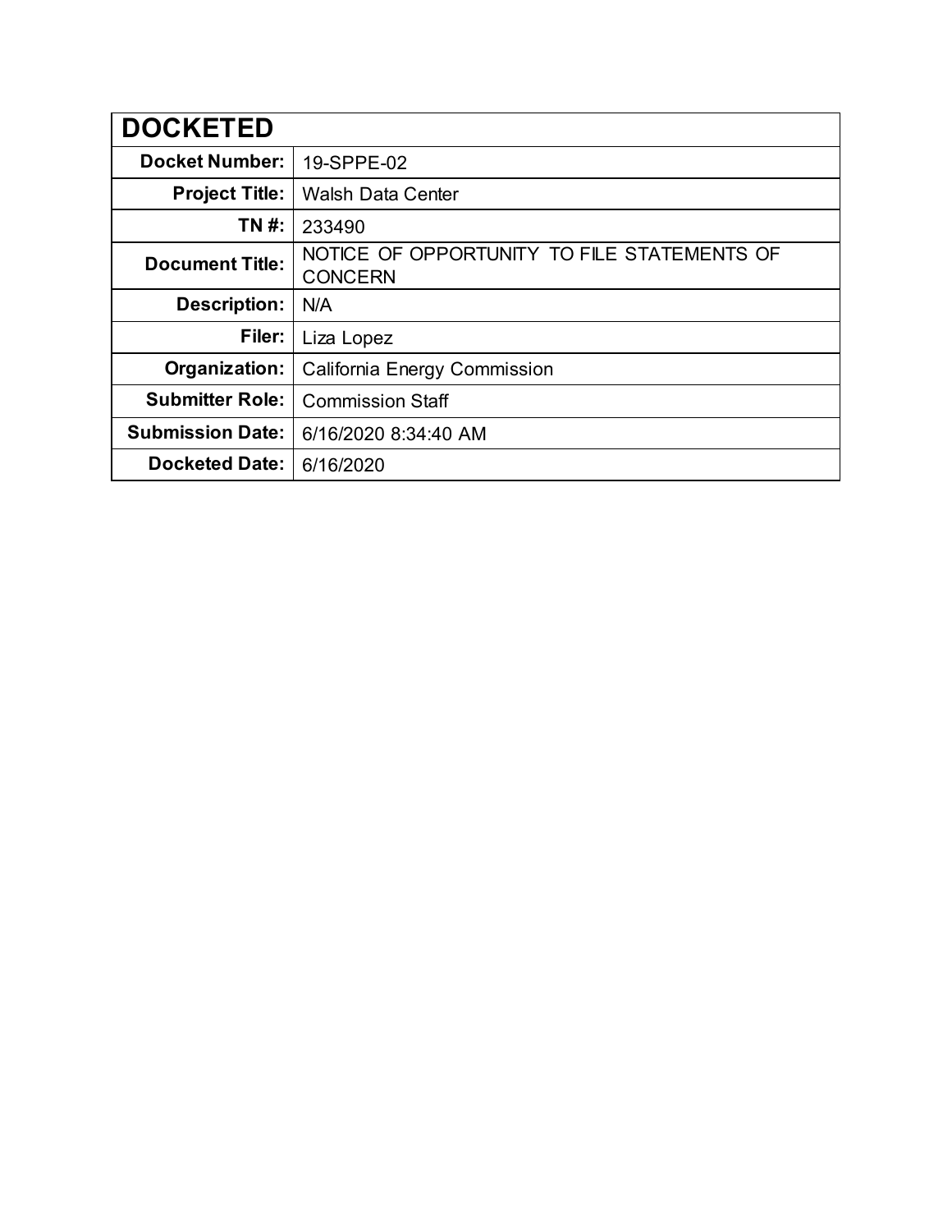| DOCKETED | |
|---|---|
| **Docket Number:** | 19-SPPE-02 |
| **Project Title:** | Walsh Data Center |
| **TN #:** | 233490 |
| **Document Title:** | NOTICE OF OPPORTUNITY TO FILE STATEMENTS OF CONCERN |
| **Description:** | N/A |
| **Filer:** | Liza Lopez |
| **Organization:** | California Energy Commission |
| **Submitter Role:** | Commission Staff |
| **Submission Date:** | 6/16/2020 8:34:40 AM |
| **Docketed Date:** | 6/16/2020 |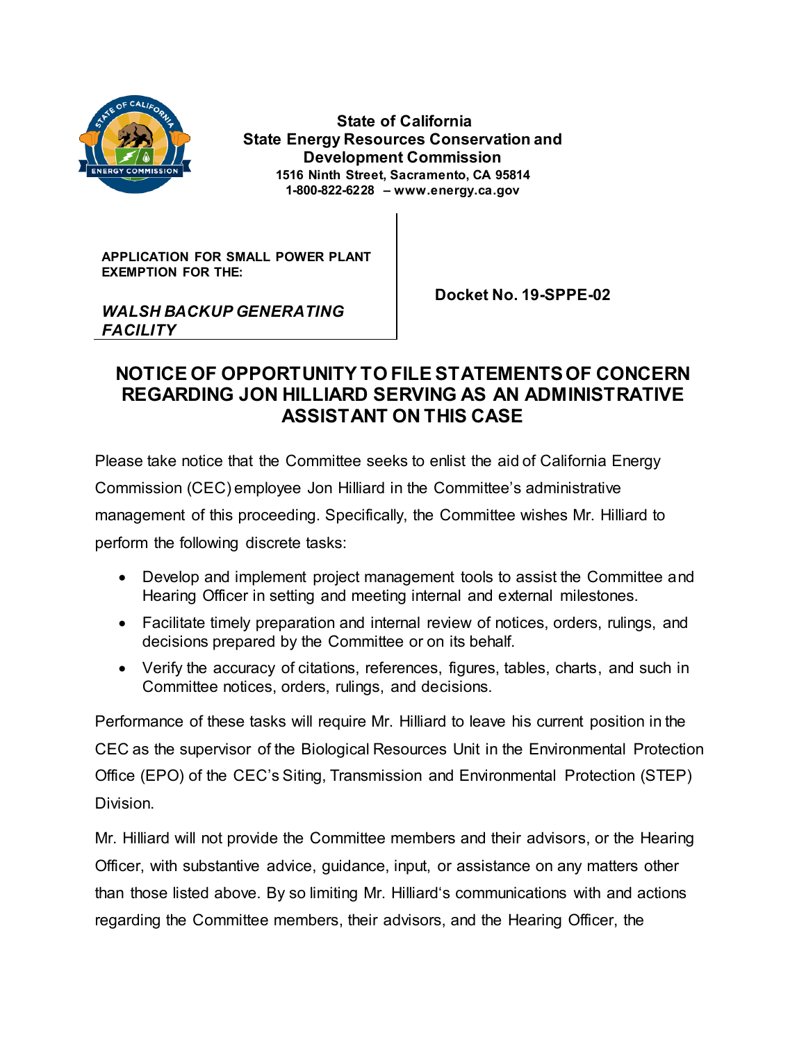**State of California**
**State Energy Resources Conservation and Development Commission**
**1516 Ninth Street, Sacramento, CA 95814**
**1-800-822-6228 – www.energy.ca.gov**

| APPLICATION FOR SMALL POWER PLANT EXEMPTION FOR THE: *WALSH BACKUP GENERATING FACILITY* | Docket No. 19-SPPE-02 |
| --- | --- |

# NOTICE OF OPPORTUNITY TO FILE STATEMENTS OF CONCERN REGARDING JON HILLIARD SERVING AS AN ADMINISTRATIVE ASSISTANT ON THIS CASE

Please take notice that the Committee seeks to enlist the aid of California Energy Commission (CEC) employee Jon Hilliard in the Committee's administrative management of this proceeding. Specifically, the Committee wishes Mr. Hilliard to perform the following discrete tasks:

- Develop and implement project management tools to assist the Committee and Hearing Officer in setting and meeting internal and external milestones.
- Facilitate timely preparation and internal review of notices, orders, rulings, and decisions prepared by the Committee or on its behalf.
- Verify the accuracy of citations, references, figures, tables, charts, and such in Committee notices, orders, rulings, and decisions.

Performance of these tasks will require Mr. Hilliard to leave his current position in the CEC as the supervisor of the Biological Resources Unit in the Environmental Protection Office (EPO) of the CEC's Siting, Transmission and Environmental Protection (STEP) Division.

Mr. Hilliard will not provide the Committee members and their advisors, or the Hearing Officer, with substantive advice, guidance, input, or assistance on any matters other than those listed above. By so limiting Mr. Hilliard's communications with and actions regarding the Committee members, their advisors, and the Hearing Officer, the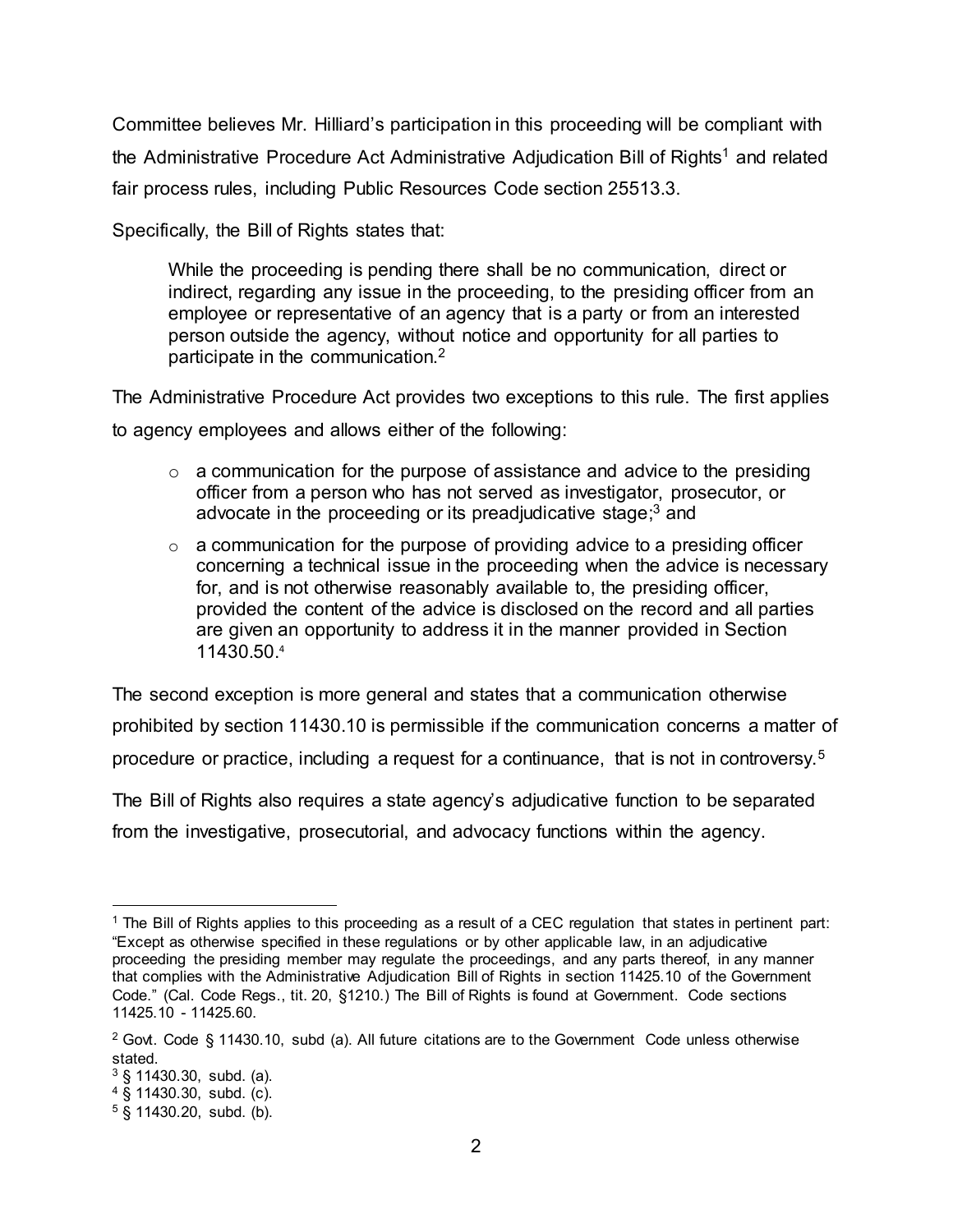Committee believes Mr. Hilliard's participation in this proceeding will be compliant with the Administrative Procedure Act Administrative Adjudication Bill of Rights[1] and related fair process rules, including Public Resources Code section 25513.3.

Specifically, the Bill of Rights states that:

> While the proceeding is pending there shall be no communication, direct or indirect, regarding any issue in the proceeding, to the presiding officer from an employee or representative of an agency that is a party or from an interested person outside the agency, without notice and opportunity for all parties to participate in the communication.[2]

The Administrative Procedure Act provides two exceptions to this rule. The first applies to agency employees and allows either of the following:

- a communication for the purpose of assistance and advice to the presiding officer from a person who has not served as investigator, prosecutor, or advocate in the proceeding or its preadjudicative stage;[3] and
- a communication for the purpose of providing advice to a presiding officer concerning a technical issue in the proceeding when the advice is necessary for, and is not otherwise reasonably available to, the presiding officer, provided the content of the advice is disclosed on the record and all parties are given an opportunity to address it in the manner provided in Section 11430.50.[4]

The second exception is more general and states that a communication otherwise prohibited by section 11430.10 is permissible if the communication concerns a matter of procedure or practice, including a request for a continuance, that is not in controversy.[5]

The Bill of Rights also requires a state agency's adjudicative function to be separated from the investigative, prosecutorial, and advocacy functions within the agency.

---

[1] The Bill of Rights applies to this proceeding as a result of a CEC regulation that states in pertinent part: "Except as otherwise specified in these regulations or by other applicable law, in an adjudicative proceeding the presiding member may regulate the proceedings, and any parts thereof, in any manner that complies with the Administrative Adjudication Bill of Rights in section 11425.10 of the Government Code." (Cal. Code Regs., tit. 20, §1210.) The Bill of Rights is found at Government. Code sections 11425.10 - 11425.60.

[2] Govt. Code § 11430.10, subd (a). All future citations are to the Government Code unless otherwise stated.

[3] § 11430.30, subd. (a).

[4] § 11430.30, subd. (c).

[5] § 11430.20, subd. (b).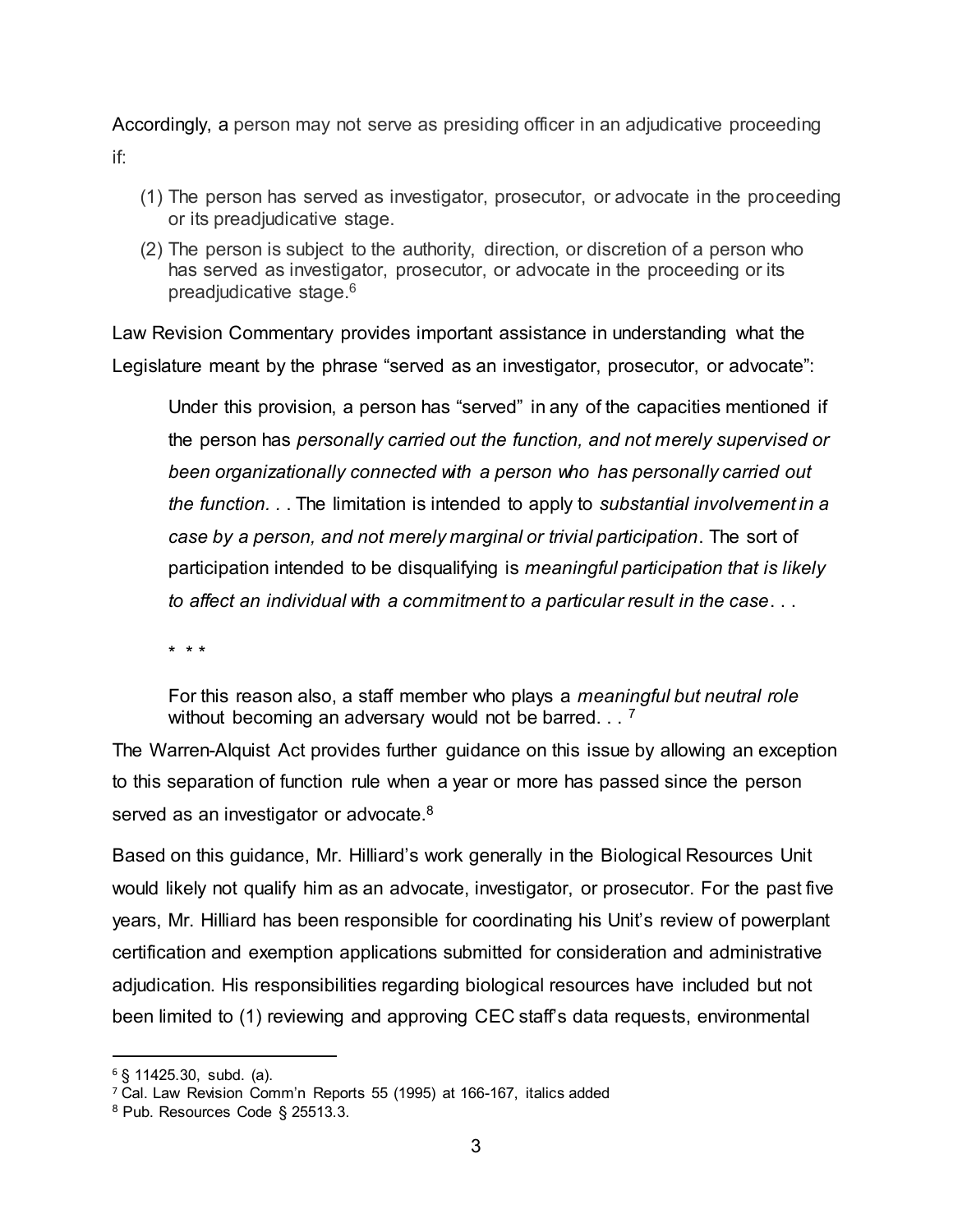Accordingly, a person may not serve as presiding officer in an adjudicative proceeding if:

(1) The person has served as investigator, prosecutor, or advocate in the proceeding or its preadjudicative stage.
(2) The person is subject to the authority, direction, or discretion of a person who has served as investigator, prosecutor, or advocate in the proceeding or its preadjudicative stage.[6]

Law Revision Commentary provides important assistance in understanding what the Legislature meant by the phrase "served as an investigator, prosecutor, or advocate":

> Under this provision, a person has "served" in any of the capacities mentioned if the person has *personally carried out the function, and not merely supervised or been organizationally connected with a person who has personally carried out the function.* . . The limitation is intended to apply to *substantial involvement in a case by a person, and not merely marginal or trivial participation*. The sort of participation intended to be disqualifying is *meaningful participation that is likely to affect an individual with a commitment to a particular result in the case*. . .
>
> \* \* \*
>
> For this reason also, a staff member who plays a *meaningful but neutral role* without becoming an adversary would not be barred. . . [7]

The Warren-Alquist Act provides further guidance on this issue by allowing an exception to this separation of function rule when a year or more has passed since the person served as an investigator or advocate.[8]

Based on this guidance, Mr. Hilliard's work generally in the Biological Resources Unit would likely not qualify him as an advocate, investigator, or prosecutor. For the past five years, Mr. Hilliard has been responsible for coordinating his Unit's review of powerplant certification and exemption applications submitted for consideration and administrative adjudication. His responsibilities regarding biological resources have included but not been limited to (1) reviewing and approving CEC staff's data requests, environmental

---

[6] § 11425.30, subd. (a).
[7] Cal. Law Revision Comm'n Reports 55 (1995) at 166-167, italics added
[8] Pub. Resources Code § 25513.3.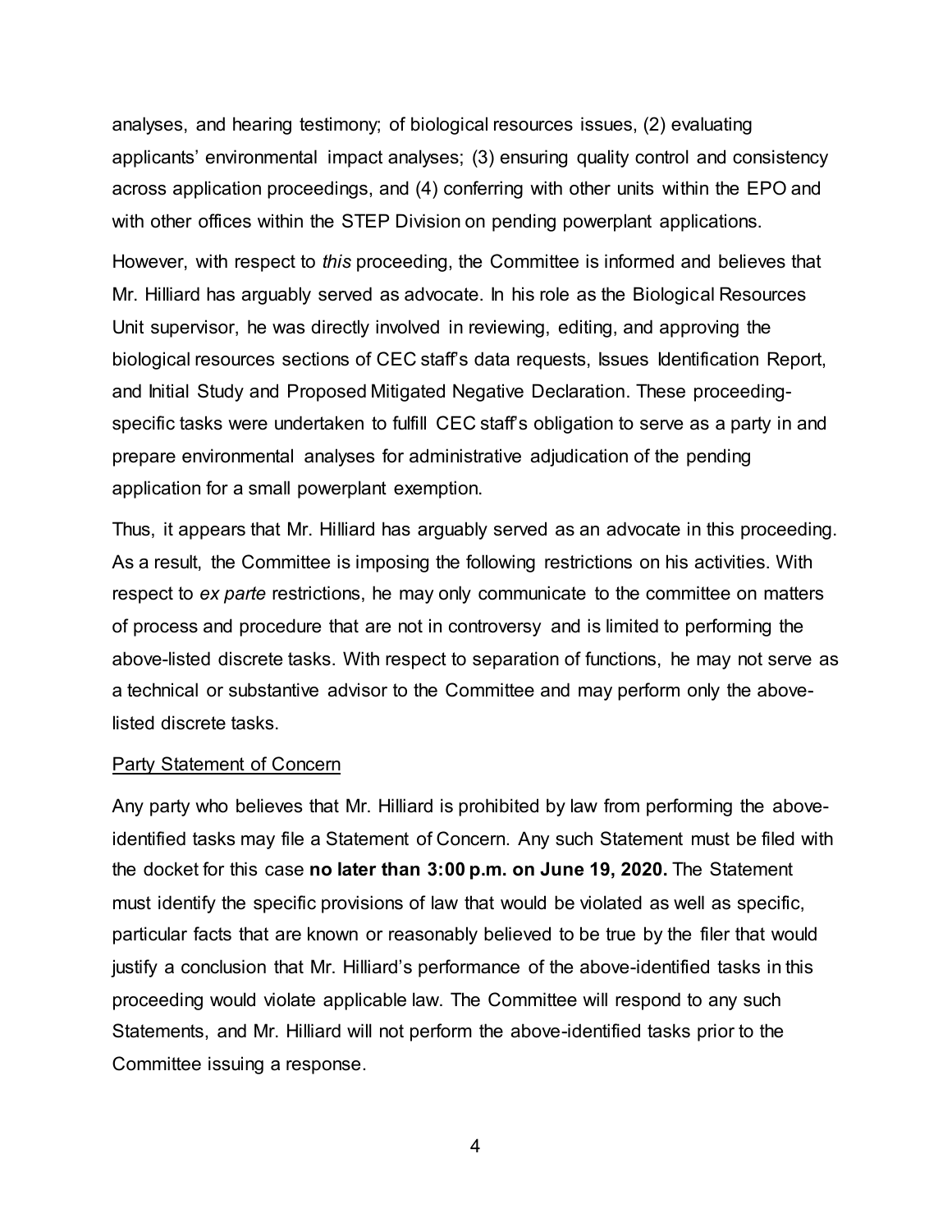analyses, and hearing testimony; of biological resources issues, (2) evaluating applicants' environmental impact analyses; (3) ensuring quality control and consistency across application proceedings, and (4) conferring with other units within the EPO and with other offices within the STEP Division on pending powerplant applications.

However, with respect to *this* proceeding, the Committee is informed and believes that Mr. Hilliard has arguably served as advocate. In his role as the Biological Resources Unit supervisor, he was directly involved in reviewing, editing, and approving the biological resources sections of CEC staff's data requests, Issues Identification Report, and Initial Study and Proposed Mitigated Negative Declaration. These proceeding-specific tasks were undertaken to fulfill CEC staff's obligation to serve as a party in and prepare environmental analyses for administrative adjudication of the pending application for a small powerplant exemption.

Thus, it appears that Mr. Hilliard has arguably served as an advocate in this proceeding. As a result, the Committee is imposing the following restrictions on his activities. With respect to *ex parte* restrictions, he may only communicate to the committee on matters of process and procedure that are not in controversy and is limited to performing the above-listed discrete tasks. With respect to separation of functions, he may not serve as a technical or substantive advisor to the Committee and may perform only the above-listed discrete tasks.

<u>Party Statement of Concern</u>

Any party who believes that Mr. Hilliard is prohibited by law from performing the above-identified tasks may file a Statement of Concern. Any such Statement must be filed with the docket for this case **no later than 3:00 p.m. on June 19, 2020.** The Statement must identify the specific provisions of law that would be violated as well as specific, particular facts that are known or reasonably believed to be true by the filer that would justify a conclusion that Mr. Hilliard's performance of the above-identified tasks in this proceeding would violate applicable law. The Committee will respond to any such Statements, and Mr. Hilliard will not perform the above-identified tasks prior to the Committee issuing a response.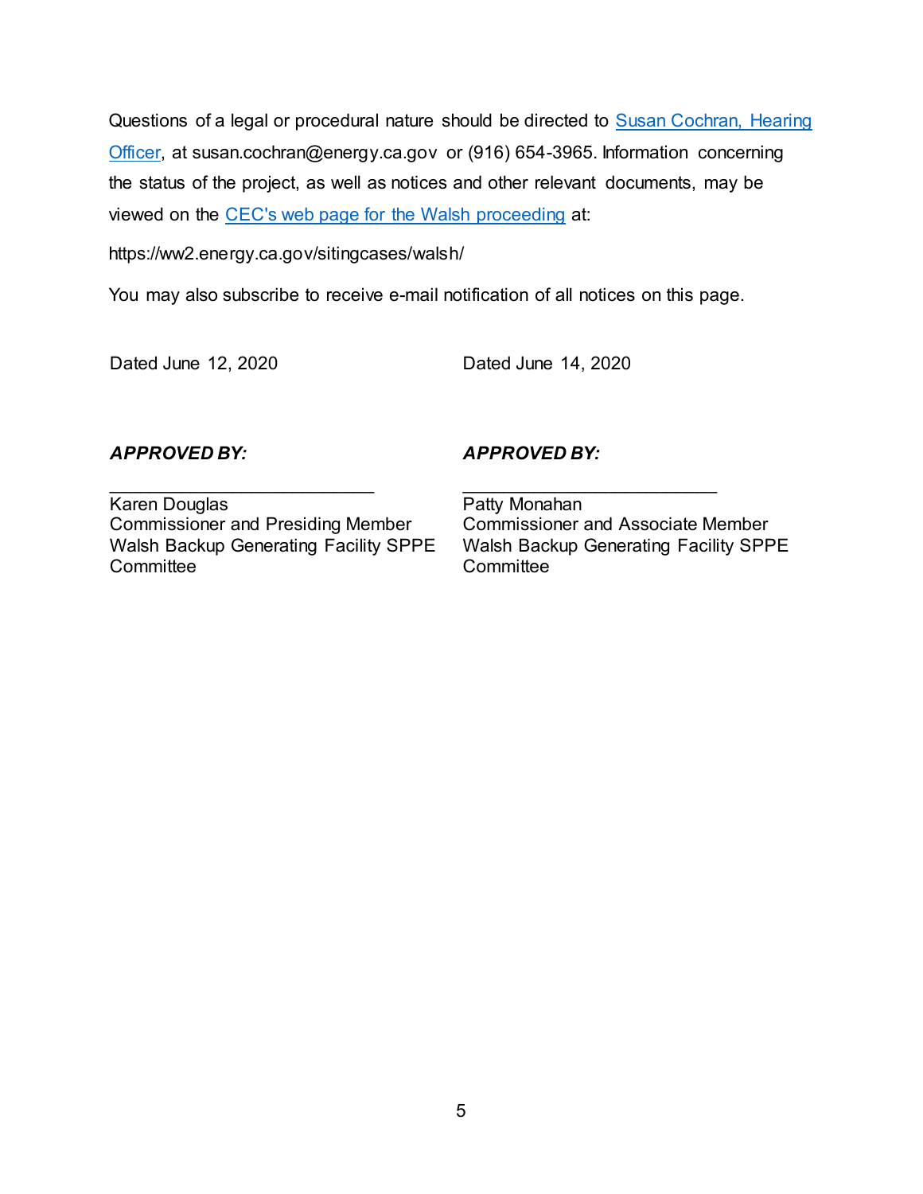Questions of a legal or procedural nature should be directed to [Susan Cochran, Hearing Officer](), at susan.cochran@energy.ca.gov or (916) 654-3965. Information concerning the status of the project, as well as notices and other relevant documents, may be viewed on the [CEC's web page for the Walsh proceeding]() at:

https://ww2.energy.ca.gov/sitingcases/walsh/

You may also subscribe to receive e-mail notification of all notices on this page.

Dated June 12, 2020

***APPROVED BY:***

___________________________

Karen Douglas
Commissioner and Presiding Member
Walsh Backup Generating Facility SPPE Committee

Dated June 14, 2020

***APPROVED BY:***

___________________________

Patty Monahan
Commissioner and Associate Member
Walsh Backup Generating Facility SPPE Committee